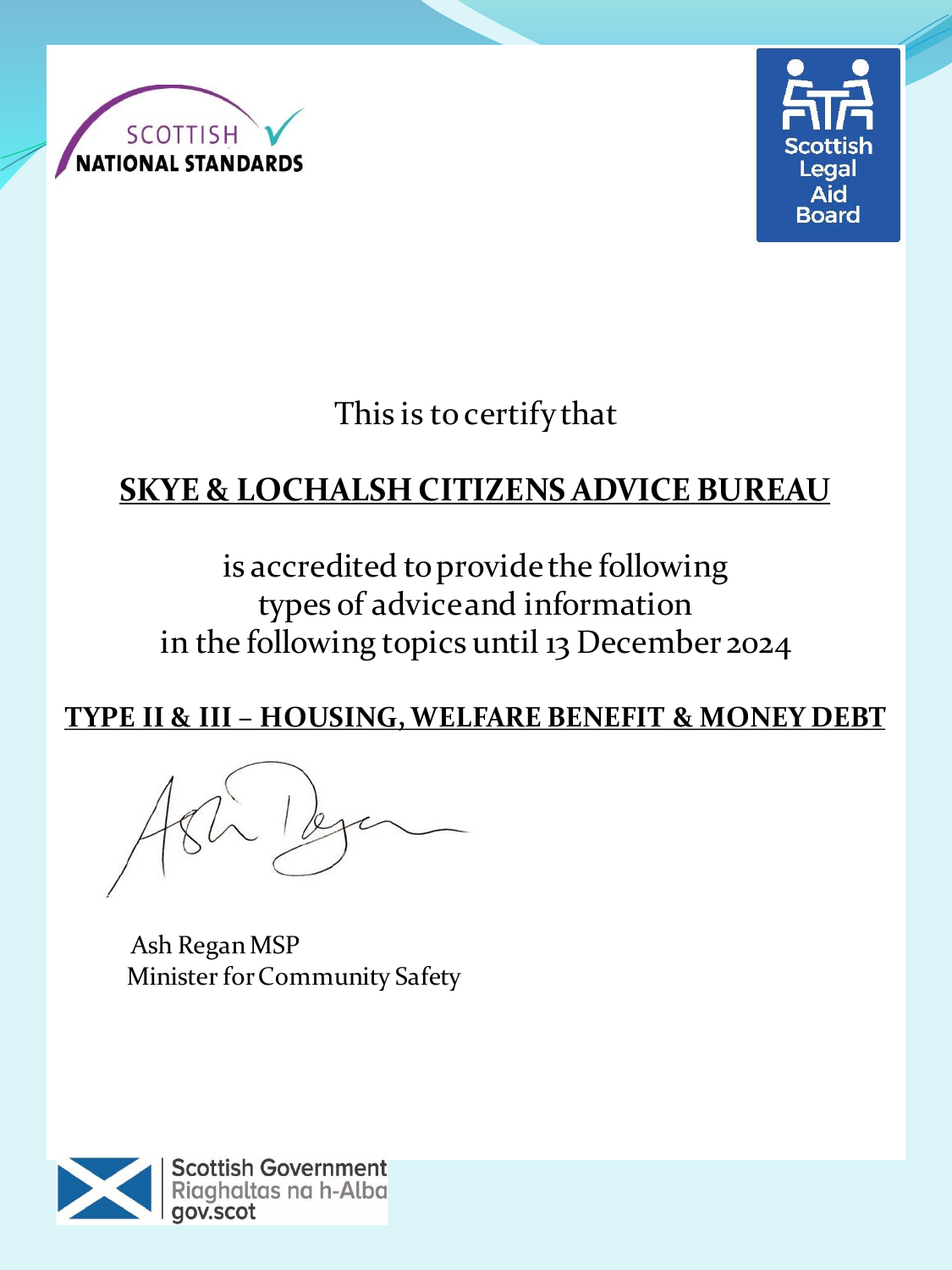SCOTTISH NATIONAL STANDARDS

Scottish Legal Aid Board

This is to certify that

**SKYE & LOCHALSH CITIZENS ADVICE BUREAU**

is accredited to provide the following
types of advice and information
in the following topics until 13 December 2024

**TYPE II & III – HOUSING, WELFARE BENEFIT & MONEY DEBT**

Ash Regan MSP
Minister for Community Safety

Scottish Government
Riaghaltas na h-Alba
gov.scot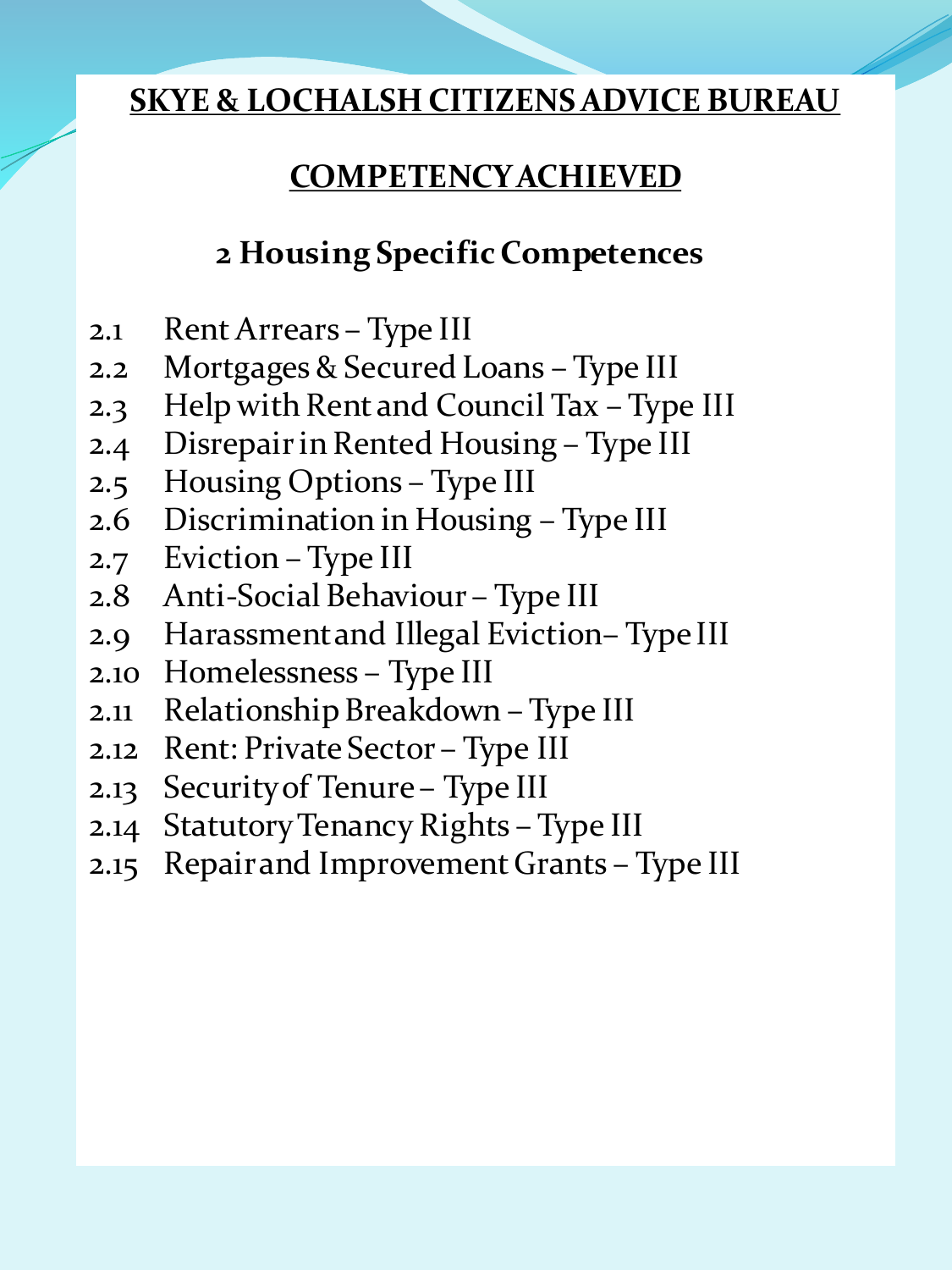# SKYE & LOCHALSH CITIZENS ADVICE BUREAU

## COMPETENCY ACHIEVED

### 2 Housing Specific Competences

2.1 Rent Arrears – Type III
2.2 Mortgages & Secured Loans – Type III
2.3 Help with Rent and Council Tax – Type III
2.4 Disrepair in Rented Housing – Type III
2.5 Housing Options – Type III
2.6 Discrimination in Housing – Type III
2.7 Eviction – Type III
2.8 Anti-Social Behaviour – Type III
2.9 Harassment and Illegal Eviction– Type III
2.10 Homelessness – Type III
2.11 Relationship Breakdown – Type III
2.12 Rent: Private Sector – Type III
2.13 Security of Tenure – Type III
2.14 Statutory Tenancy Rights – Type III
2.15 Repair and Improvement Grants – Type III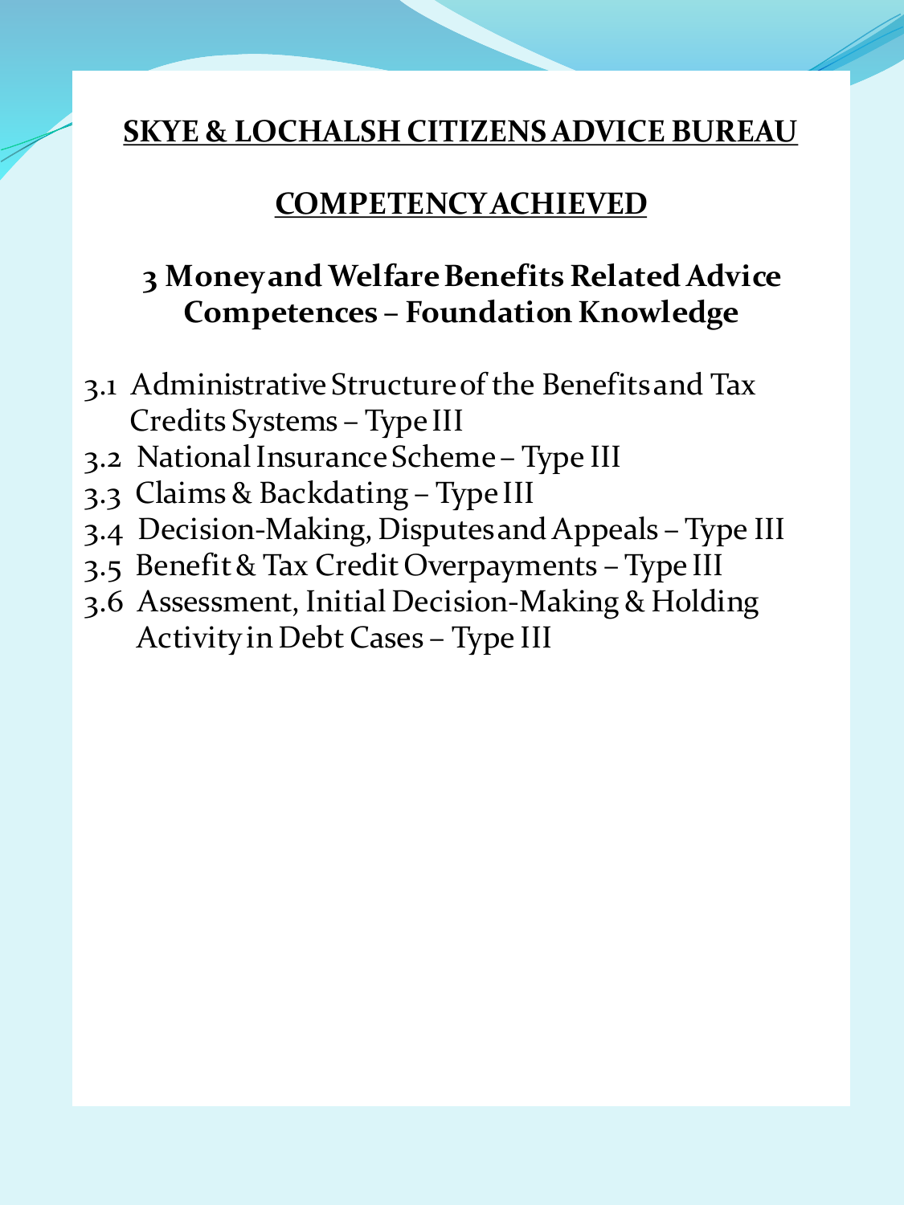## SKYE & LOCHALSH CITIZENS ADVICE BUREAU

## COMPETENCY ACHIEVED

### 3 Money and Welfare Benefits Related Advice Competences – Foundation Knowledge

- 3.1 Administrative Structure of the Benefits and Tax Credits Systems – Type III
- 3.2 National Insurance Scheme – Type III
- 3.3 Claims & Backdating – Type III
- 3.4 Decision-Making, Disputes and Appeals – Type III
- 3.5 Benefit & Tax Credit Overpayments – Type III
- 3.6 Assessment, Initial Decision-Making & Holding Activity in Debt Cases – Type III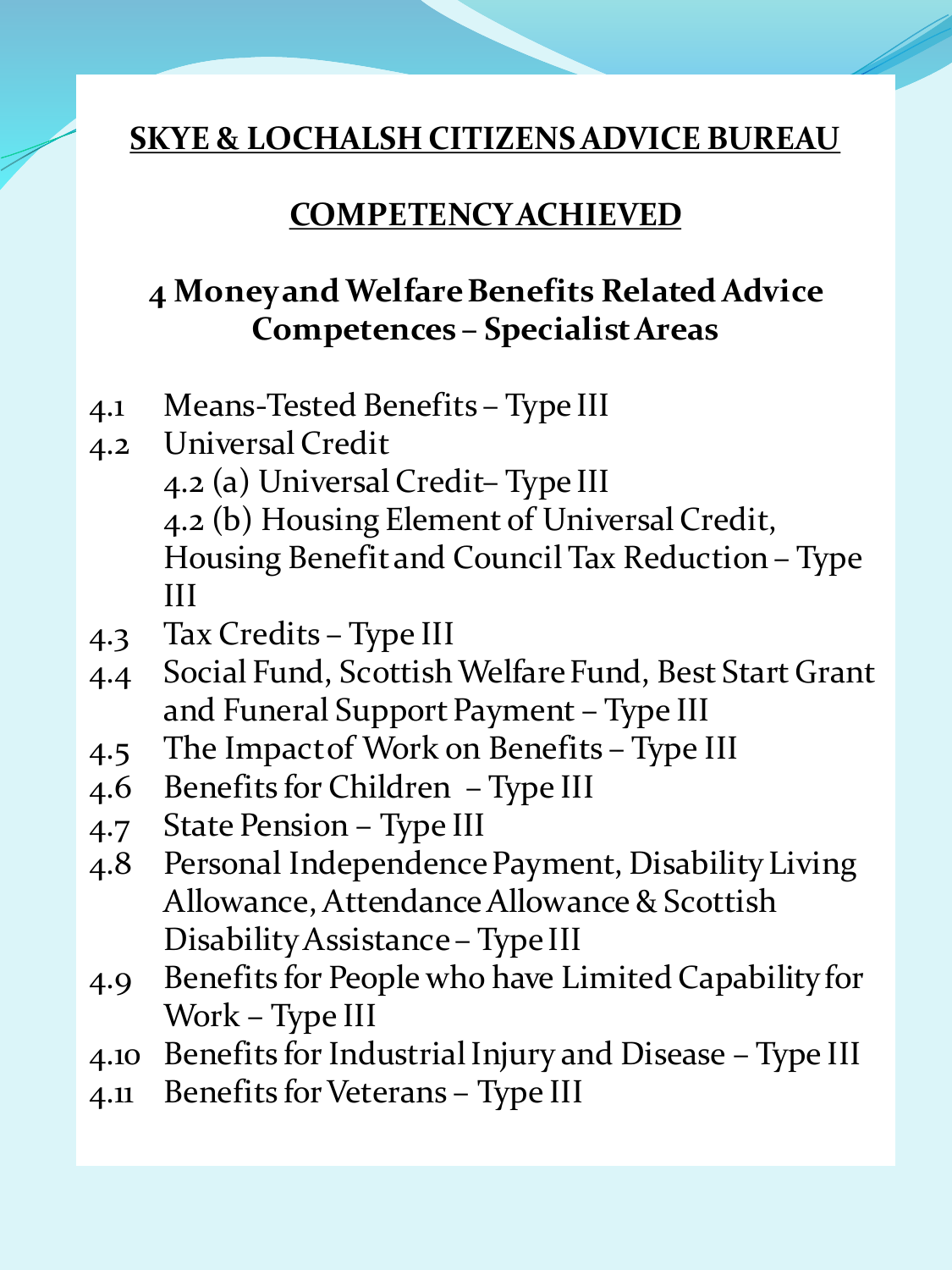# SKYE & LOCHALSH CITIZENS ADVICE BUREAU

## COMPETENCY ACHIEVED

### 4 Money and Welfare Benefits Related Advice Competences – Specialist Areas

- 4.1 Means-Tested Benefits – Type III
- 4.2 Universal Credit
  - 4.2 (a) Universal Credit– Type III
  - 4.2 (b) Housing Element of Universal Credit, Housing Benefit and Council Tax Reduction – Type III
- 4.3 Tax Credits – Type III
- 4.4 Social Fund, Scottish Welfare Fund, Best Start Grant and Funeral Support Payment – Type III
- 4.5 The Impact of Work on Benefits – Type III
- 4.6 Benefits for Children – Type III
- 4.7 State Pension – Type III
- 4.8 Personal Independence Payment, Disability Living Allowance, Attendance Allowance & Scottish Disability Assistance – Type III
- 4.9 Benefits for People who have Limited Capability for Work – Type III
- 4.10 Benefits for Industrial Injury and Disease – Type III
- 4.11 Benefits for Veterans – Type III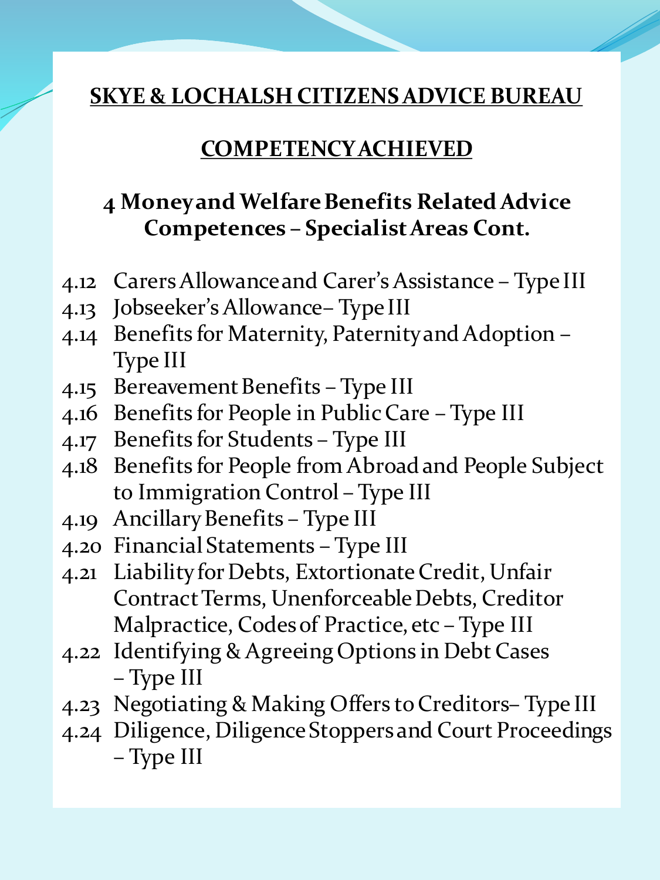## SKYE & LOCHALSH CITIZENS ADVICE BUREAU

## COMPETENCY ACHIEVED

### 4 Money and Welfare Benefits Related Advice Competences – Specialist Areas Cont.

- 4.12 Carers Allowance and Carer's Assistance – Type III
- 4.13 Jobseeker's Allowance– Type III
- 4.14 Benefits for Maternity, Paternity and Adoption – Type III
- 4.15 Bereavement Benefits – Type III
- 4.16 Benefits for People in Public Care – Type III
- 4.17 Benefits for Students – Type III
- 4.18 Benefits for People from Abroad and People Subject to Immigration Control – Type III
- 4.19 Ancillary Benefits – Type III
- 4.20 Financial Statements – Type III
- 4.21 Liability for Debts, Extortionate Credit, Unfair Contract Terms, Unenforceable Debts, Creditor Malpractice, Codes of Practice, etc – Type III
- 4.22 Identifying & Agreeing Options in Debt Cases – Type III
- 4.23 Negotiating & Making Offers to Creditors– Type III
- 4.24 Diligence, Diligence Stoppers and Court Proceedings – Type III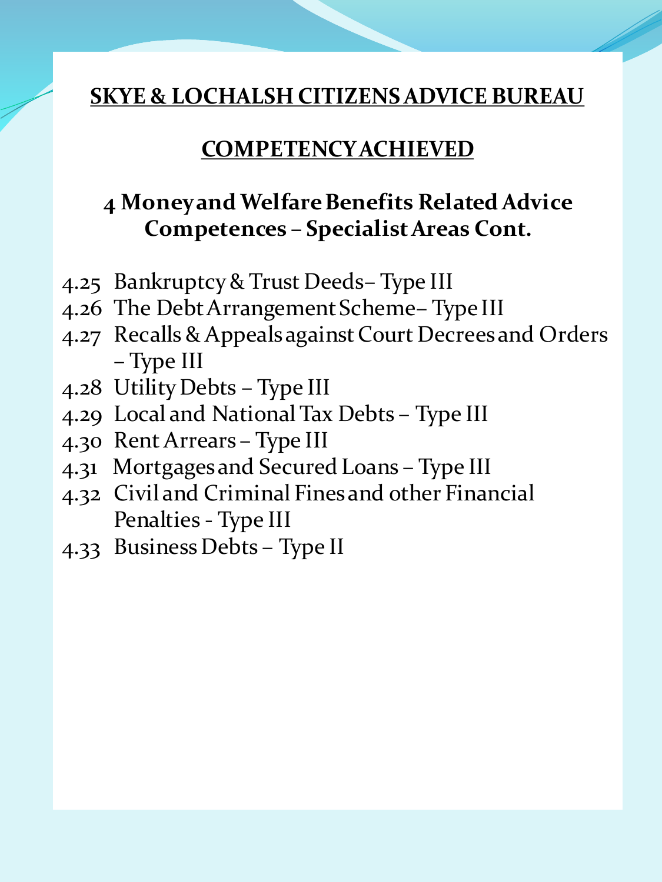# SKYE & LOCHALSH CITIZENS ADVICE BUREAU

## COMPETENCY ACHIEVED

### 4 Money and Welfare Benefits Related Advice Competences – Specialist Areas Cont.

- 4.25 Bankruptcy & Trust Deeds– Type III
- 4.26 The Debt Arrangement Scheme– Type III
- 4.27 Recalls & Appeals against Court Decrees and Orders – Type III
- 4.28 Utility Debts – Type III
- 4.29 Local and National Tax Debts – Type III
- 4.30 Rent Arrears – Type III
- 4.31 Mortgages and Secured Loans – Type III
- 4.32 Civil and Criminal Fines and other Financial Penalties - Type III
- 4.33 Business Debts – Type II